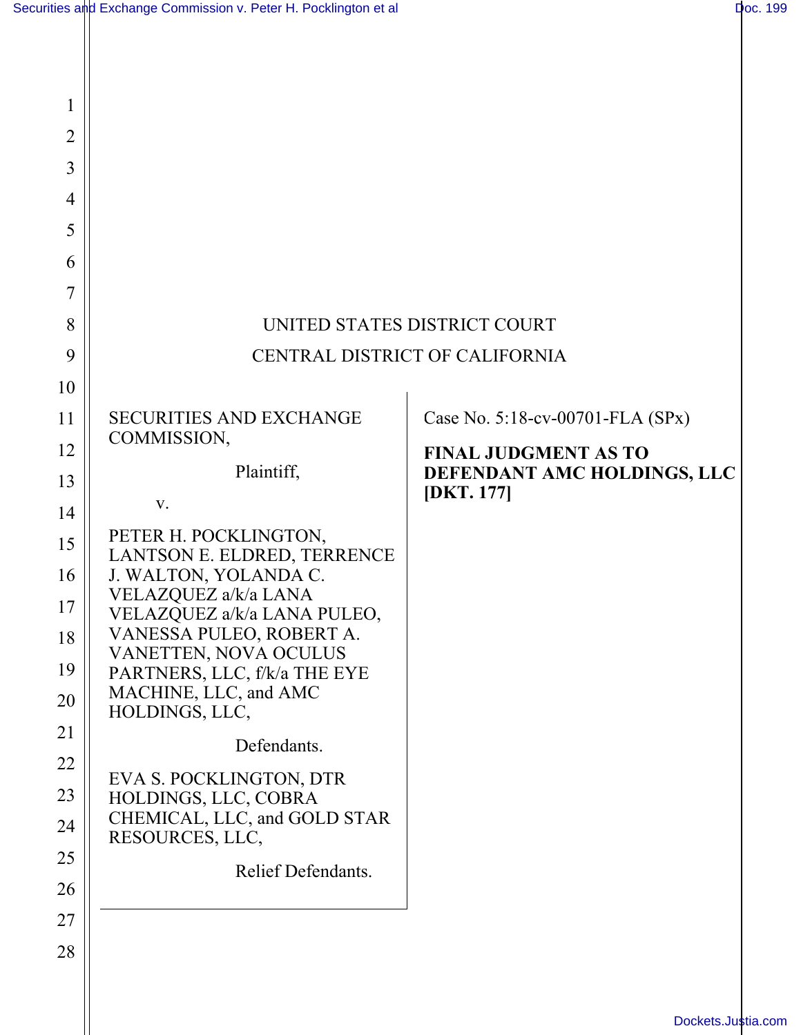UNITED STATES DISTRICT COURT

CENTRAL DISTRICT OF CALIFORNIA

| | |
|---|---|
| SECURITIES AND EXCHANGE COMMISSION,<br><br>Plaintiff,<br><br>v.<br><br>PETER H. POCKLINGTON, LANTSON E. ELDRED, TERRENCE J. WALTON, YOLANDA C. VELAZQUEZ a/k/a LANA VELAZQUEZ a/k/a LANA PULEO, VANESSA PULEO, ROBERT A. VANETTEN, NOVA OCULUS PARTNERS, LLC, f/k/a THE EYE MACHINE, LLC, and AMC HOLDINGS, LLC,<br><br>Defendants.<br><br>EVA S. POCKLINGTON, DTR HOLDINGS, LLC, COBRA CHEMICAL, LLC, and GOLD STAR RESOURCES, LLC,<br><br>Relief Defendants. | Case No. 5:18-cv-00701-FLA (SPx)<br><br>**FINAL JUDGMENT AS TO DEFENDANT AMC HOLDINGS, LLC [DKT. 177]** |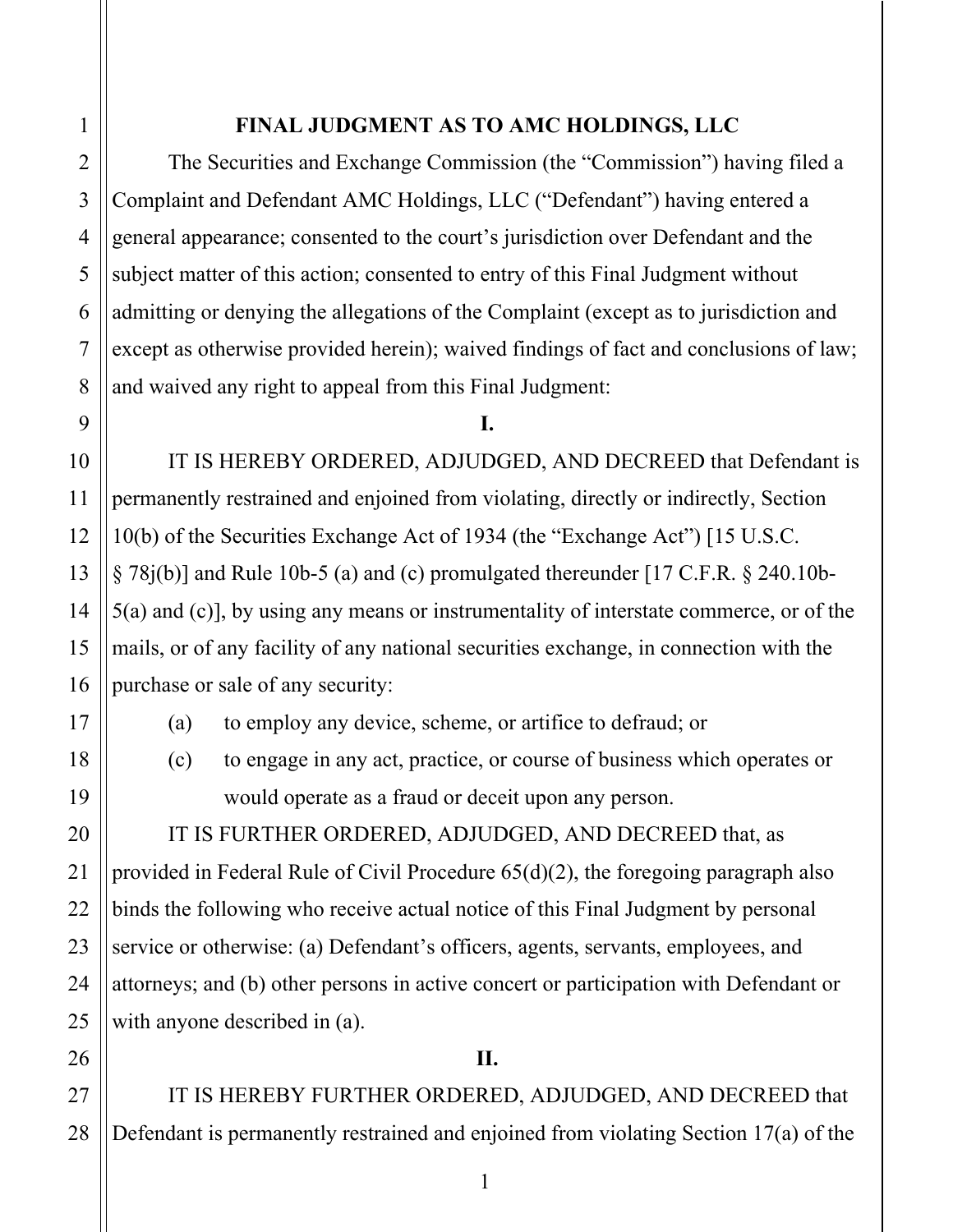# FINAL JUDGMENT AS TO AMC HOLDINGS, LLC

The Securities and Exchange Commission (the "Commission") having filed a Complaint and Defendant AMC Holdings, LLC ("Defendant") having entered a general appearance; consented to the court's jurisdiction over Defendant and the subject matter of this action; consented to entry of this Final Judgment without admitting or denying the allegations of the Complaint (except as to jurisdiction and except as otherwise provided herein); waived findings of fact and conclusions of law; and waived any right to appeal from this Final Judgment:

**I.**

IT IS HEREBY ORDERED, ADJUDGED, AND DECREED that Defendant is permanently restrained and enjoined from violating, directly or indirectly, Section 10(b) of the Securities Exchange Act of 1934 (the "Exchange Act") [15 U.S.C. § 78j(b)] and Rule 10b-5 (a) and (c) promulgated thereunder [17 C.F.R. § 240.10b-5(a) and (c)], by using any means or instrumentality of interstate commerce, or of the mails, or of any facility of any national securities exchange, in connection with the purchase or sale of any security:

(a) to employ any device, scheme, or artifice to defraud; or

(c) to engage in any act, practice, or course of business which operates or would operate as a fraud or deceit upon any person.

IT IS FURTHER ORDERED, ADJUDGED, AND DECREED that, as provided in Federal Rule of Civil Procedure 65(d)(2), the foregoing paragraph also binds the following who receive actual notice of this Final Judgment by personal service or otherwise: (a) Defendant's officers, agents, servants, employees, and attorneys; and (b) other persons in active concert or participation with Defendant or with anyone described in (a).

**II.**

IT IS HEREBY FURTHER ORDERED, ADJUDGED, AND DECREED that Defendant is permanently restrained and enjoined from violating Section 17(a) of the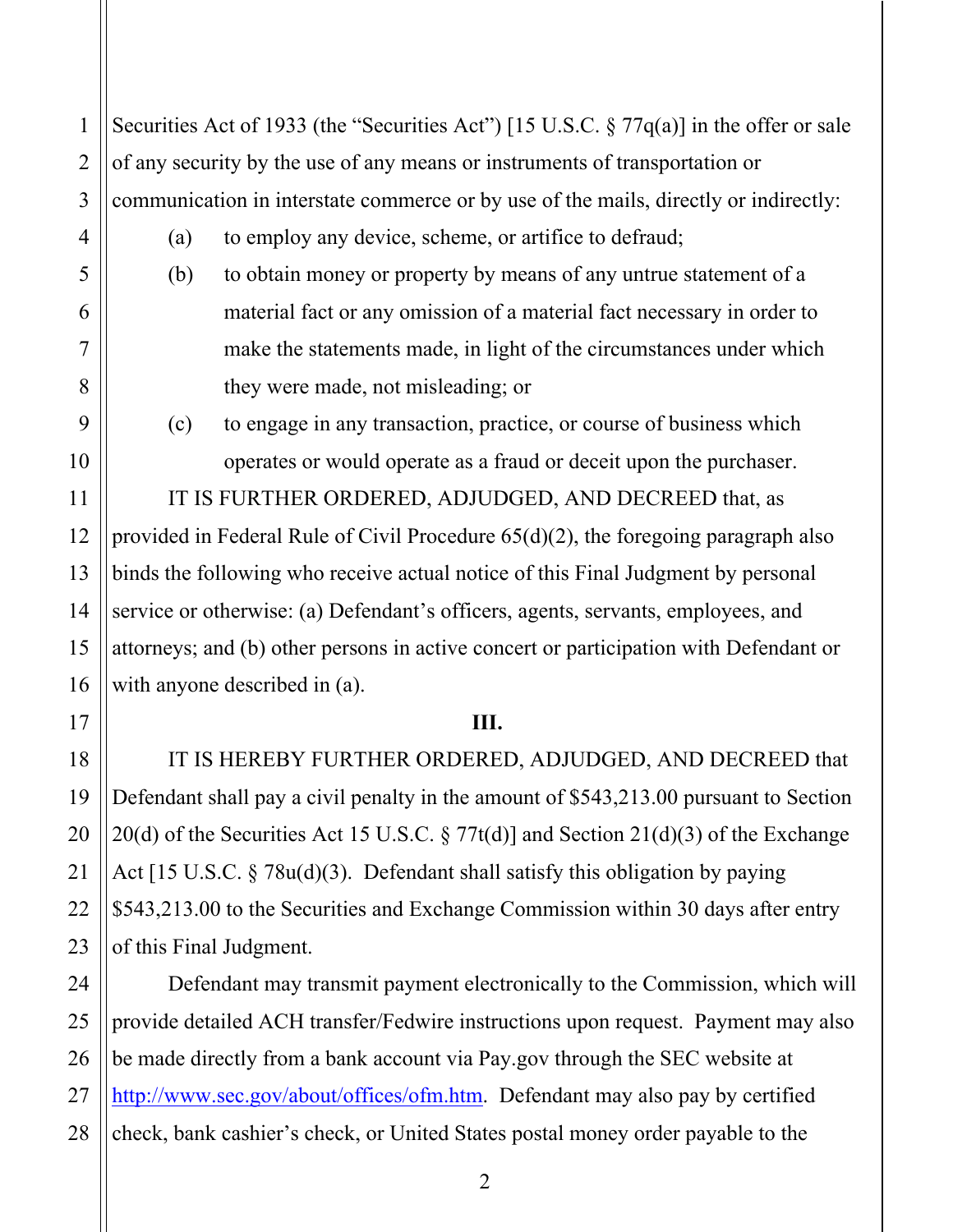Securities Act of 1933 (the "Securities Act") [15 U.S.C. § 77q(a)] in the offer or sale of any security by the use of any means or instruments of transportation or communication in interstate commerce or by use of the mails, directly or indirectly:

(a) to employ any device, scheme, or artifice to defraud;

(b) to obtain money or property by means of any untrue statement of a material fact or any omission of a material fact necessary in order to make the statements made, in light of the circumstances under which they were made, not misleading; or

(c) to engage in any transaction, practice, or course of business which operates or would operate as a fraud or deceit upon the purchaser.

IT IS FURTHER ORDERED, ADJUDGED, AND DECREED that, as provided in Federal Rule of Civil Procedure 65(d)(2), the foregoing paragraph also binds the following who receive actual notice of this Final Judgment by personal service or otherwise: (a) Defendant's officers, agents, servants, employees, and attorneys; and (b) other persons in active concert or participation with Defendant or with anyone described in (a).

**III.**

IT IS HEREBY FURTHER ORDERED, ADJUDGED, AND DECREED that Defendant shall pay a civil penalty in the amount of $543,213.00 pursuant to Section 20(d) of the Securities Act 15 U.S.C. § 77t(d)] and Section 21(d)(3) of the Exchange Act [15 U.S.C. § 78u(d)(3). Defendant shall satisfy this obligation by paying $543,213.00 to the Securities and Exchange Commission within 30 days after entry of this Final Judgment.

Defendant may transmit payment electronically to the Commission, which will provide detailed ACH transfer/Fedwire instructions upon request. Payment may also be made directly from a bank account via Pay.gov through the SEC website at http://www.sec.gov/about/offices/ofm.htm. Defendant may also pay by certified check, bank cashier's check, or United States postal money order payable to the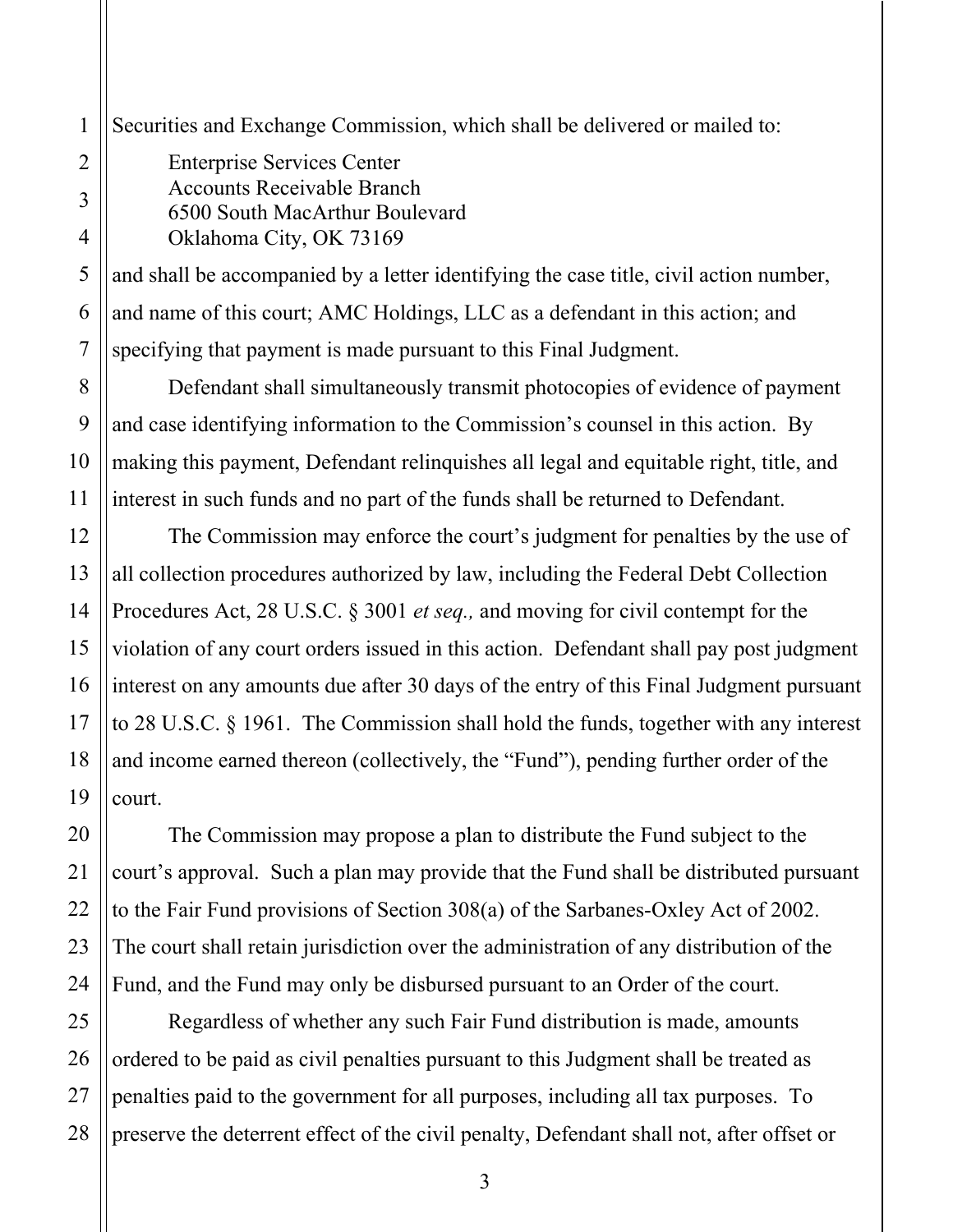Securities and Exchange Commission, which shall be delivered or mailed to:

Enterprise Services Center
Accounts Receivable Branch
6500 South MacArthur Boulevard
Oklahoma City, OK 73169

and shall be accompanied by a letter identifying the case title, civil action number, and name of this court; AMC Holdings, LLC as a defendant in this action; and specifying that payment is made pursuant to this Final Judgment.

Defendant shall simultaneously transmit photocopies of evidence of payment and case identifying information to the Commission's counsel in this action. By making this payment, Defendant relinquishes all legal and equitable right, title, and interest in such funds and no part of the funds shall be returned to Defendant.

The Commission may enforce the court's judgment for penalties by the use of all collection procedures authorized by law, including the Federal Debt Collection Procedures Act, 28 U.S.C. § 3001 *et seq.,* and moving for civil contempt for the violation of any court orders issued in this action. Defendant shall pay post judgment interest on any amounts due after 30 days of the entry of this Final Judgment pursuant to 28 U.S.C. § 1961. The Commission shall hold the funds, together with any interest and income earned thereon (collectively, the "Fund"), pending further order of the court.

The Commission may propose a plan to distribute the Fund subject to the court's approval. Such a plan may provide that the Fund shall be distributed pursuant to the Fair Fund provisions of Section 308(a) of the Sarbanes-Oxley Act of 2002. The court shall retain jurisdiction over the administration of any distribution of the Fund, and the Fund may only be disbursed pursuant to an Order of the court.

Regardless of whether any such Fair Fund distribution is made, amounts ordered to be paid as civil penalties pursuant to this Judgment shall be treated as penalties paid to the government for all purposes, including all tax purposes. To preserve the deterrent effect of the civil penalty, Defendant shall not, after offset or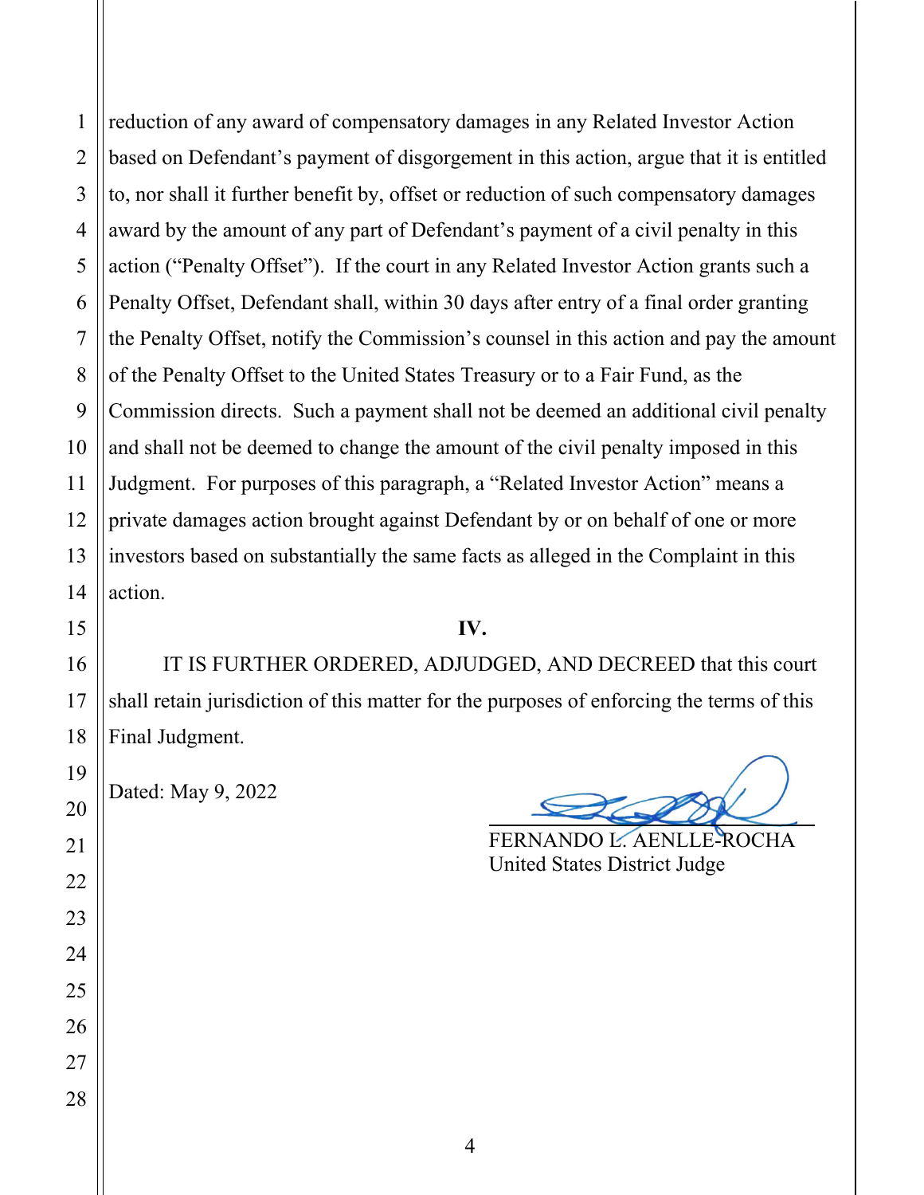reduction of any award of compensatory damages in any Related Investor Action based on Defendant's payment of disgorgement in this action, argue that it is entitled to, nor shall it further benefit by, offset or reduction of such compensatory damages award by the amount of any part of Defendant's payment of a civil penalty in this action ("Penalty Offset"). If the court in any Related Investor Action grants such a Penalty Offset, Defendant shall, within 30 days after entry of a final order granting the Penalty Offset, notify the Commission's counsel in this action and pay the amount of the Penalty Offset to the United States Treasury or to a Fair Fund, as the Commission directs. Such a payment shall not be deemed an additional civil penalty and shall not be deemed to change the amount of the civil penalty imposed in this Judgment. For purposes of this paragraph, a "Related Investor Action" means a private damages action brought against Defendant by or on behalf of one or more investors based on substantially the same facts as alleged in the Complaint in this action.

**IV.**

IT IS FURTHER ORDERED, ADJUDGED, AND DECREED that this court shall retain jurisdiction of this matter for the purposes of enforcing the terms of this Final Judgment.

Dated: May 9, 2022

FERNANDO L. AENLLE-ROCHA
United States District Judge